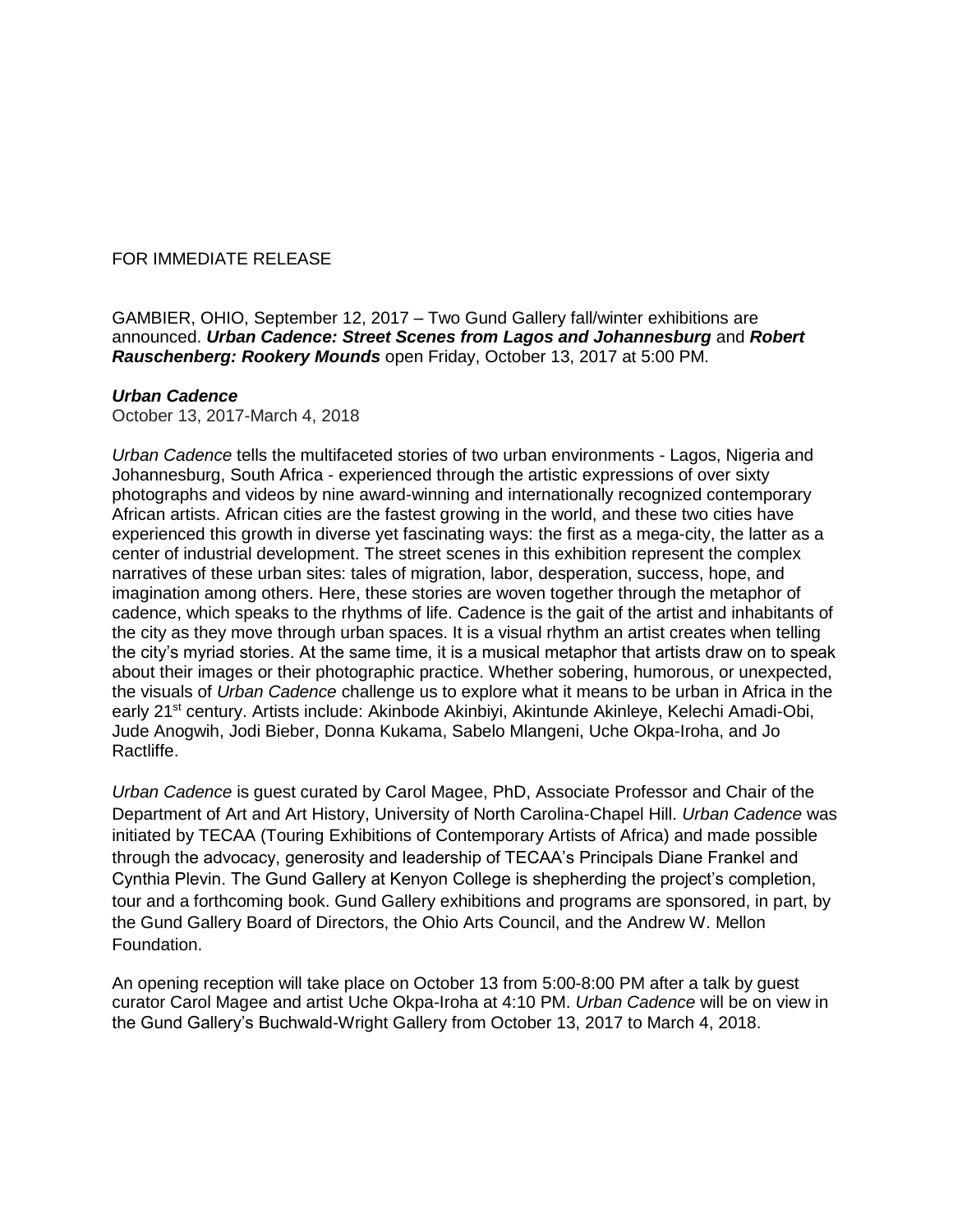FOR IMMEDIATE RELEASE

GAMBIER, OHIO, September 12, 2017 – Two Gund Gallery fall/winter exhibitions are announced. ***Urban Cadence: Street Scenes from Lagos and Johannesburg*** and ***Robert Rauschenberg: Rookery Mounds*** open Friday, October 13, 2017 at 5:00 PM.

***Urban Cadence***

October 13, 2017-March 4, 2018

*Urban Cadence* tells the multifaceted stories of two urban environments - Lagos, Nigeria and Johannesburg, South Africa - experienced through the artistic expressions of over sixty photographs and videos by nine award-winning and internationally recognized contemporary African artists. African cities are the fastest growing in the world, and these two cities have experienced this growth in diverse yet fascinating ways: the first as a mega-city, the latter as a center of industrial development. The street scenes in this exhibition represent the complex narratives of these urban sites: tales of migration, labor, desperation, success, hope, and imagination among others. Here, these stories are woven together through the metaphor of cadence, which speaks to the rhythms of life. Cadence is the gait of the artist and inhabitants of the city as they move through urban spaces. It is a visual rhythm an artist creates when telling the city's myriad stories. At the same time, it is a musical metaphor that artists draw on to speak about their images or their photographic practice. Whether sobering, humorous, or unexpected, the visuals of *Urban Cadence* challenge us to explore what it means to be urban in Africa in the early 21st century. Artists include: Akinbode Akinbiyi, Akintunde Akinleye, Kelechi Amadi-Obi, Jude Anogwih, Jodi Bieber, Donna Kukama, Sabelo Mlangeni, Uche Okpa-Iroha, and Jo Ractliffe.

*Urban Cadence* is guest curated by Carol Magee, PhD, Associate Professor and Chair of the Department of Art and Art History, University of North Carolina-Chapel Hill. *Urban Cadence* was initiated by TECAA (Touring Exhibitions of Contemporary Artists of Africa) and made possible through the advocacy, generosity and leadership of TECAA's Principals Diane Frankel and Cynthia Plevin. The Gund Gallery at Kenyon College is shepherding the project's completion, tour and a forthcoming book. Gund Gallery exhibitions and programs are sponsored, in part, by the Gund Gallery Board of Directors, the Ohio Arts Council, and the Andrew W. Mellon Foundation.

An opening reception will take place on October 13 from 5:00-8:00 PM after a talk by guest curator Carol Magee and artist Uche Okpa-Iroha at 4:10 PM. *Urban Cadence* will be on view in the Gund Gallery's Buchwald-Wright Gallery from October 13, 2017 to March 4, 2018.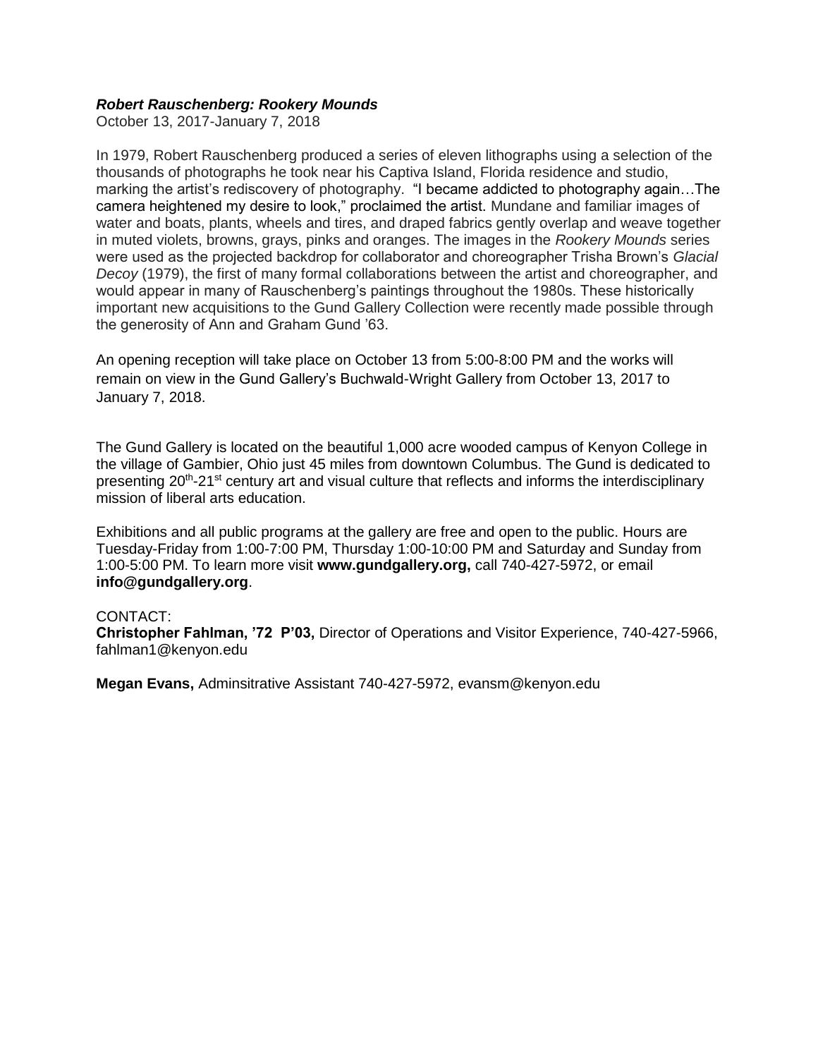***Robert Rauschenberg: Rookery Mounds***

October 13, 2017-January 7, 2018

In 1979, Robert Rauschenberg produced a series of eleven lithographs using a selection of the thousands of photographs he took near his Captiva Island, Florida residence and studio, marking the artist's rediscovery of photography. "I became addicted to photography again…The camera heightened my desire to look," proclaimed the artist. Mundane and familiar images of water and boats, plants, wheels and tires, and draped fabrics gently overlap and weave together in muted violets, browns, grays, pinks and oranges. The images in the *Rookery Mounds* series were used as the projected backdrop for collaborator and choreographer Trisha Brown's *Glacial Decoy* (1979), the first of many formal collaborations between the artist and choreographer, and would appear in many of Rauschenberg's paintings throughout the 1980s. These historically important new acquisitions to the Gund Gallery Collection were recently made possible through the generosity of Ann and Graham Gund '63.

An opening reception will take place on October 13 from 5:00-8:00 PM and the works will remain on view in the Gund Gallery's Buchwald-Wright Gallery from October 13, 2017 to January 7, 2018.

The Gund Gallery is located on the beautiful 1,000 acre wooded campus of Kenyon College in the village of Gambier, Ohio just 45 miles from downtown Columbus. The Gund is dedicated to presenting 20th-21st century art and visual culture that reflects and informs the interdisciplinary mission of liberal arts education.

Exhibitions and all public programs at the gallery are free and open to the public. Hours are Tuesday-Friday from 1:00-7:00 PM, Thursday 1:00-10:00 PM and Saturday and Sunday from 1:00-5:00 PM. To learn more visit **www.gundgallery.org,** call 740-427-5972, or email **info@gundgallery.org**.

CONTACT:
**Christopher Fahlman, '72 P'03,** Director of Operations and Visitor Experience, 740-427-5966, fahlman1@kenyon.edu

**Megan Evans,** Adminsitrative Assistant 740-427-5972, evansm@kenyon.edu